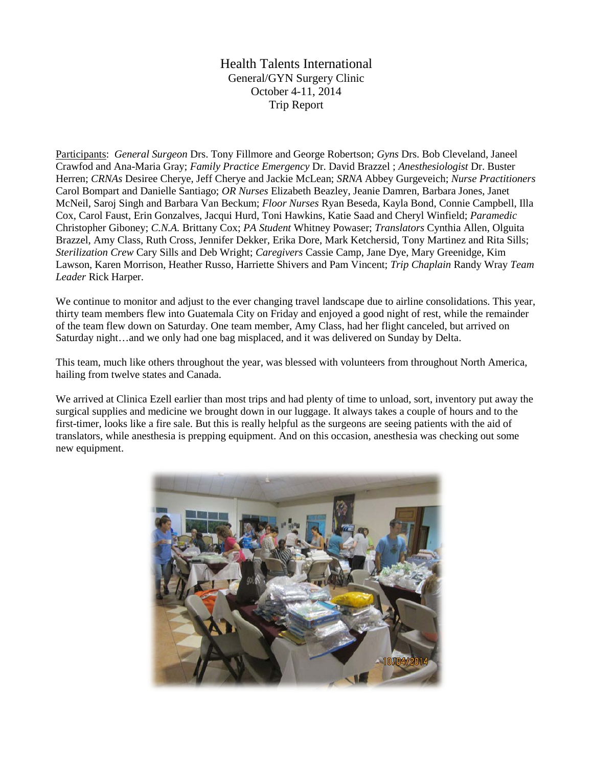# Health Talents International

General/GYN Surgery Clinic
October 4-11, 2014
Trip Report

<u>Participants</u>: *General Surgeon* Drs. Tony Fillmore and George Robertson; *Gyns* Drs. Bob Cleveland, Janeel Crawfod and Ana-Maria Gray; *Family Practice Emergency* Dr. David Brazzel ; *Anesthesiologist* Dr. Buster Herren; *CRNAs* Desiree Cherye, Jeff Cherye and Jackie McLean; *SRNA* Abbey Gurgeveich; *Nurse Practitioners* Carol Bompart and Danielle Santiago; *OR Nurses* Elizabeth Beazley, Jeanie Damren, Barbara Jones, Janet McNeil, Saroj Singh and Barbara Van Beckum; *Floor Nurses* Ryan Beseda, Kayla Bond, Connie Campbell, Illa Cox, Carol Faust, Erin Gonzalves, Jacqui Hurd, Toni Hawkins, Katie Saad and Cheryl Winfield; *Paramedic* Christopher Giboney; *C.N.A.* Brittany Cox; *PA Student* Whitney Powaser; *Translators* Cynthia Allen, Olguita Brazzel, Amy Class, Ruth Cross, Jennifer Dekker, Erika Dore, Mark Ketchersid, Tony Martinez and Rita Sills; *Sterilization Crew* Cary Sills and Deb Wright; *Caregivers* Cassie Camp, Jane Dye, Mary Greenidge, Kim Lawson, Karen Morrison, Heather Russo, Harriette Shivers and Pam Vincent; *Trip Chaplain* Randy Wray *Team Leader* Rick Harper.

We continue to monitor and adjust to the ever changing travel landscape due to airline consolidations. This year, thirty team members flew into Guatemala City on Friday and enjoyed a good night of rest, while the remainder of the team flew down on Saturday. One team member, Amy Class, had her flight canceled, but arrived on Saturday night…and we only had one bag misplaced, and it was delivered on Sunday by Delta.

This team, much like others throughout the year, was blessed with volunteers from throughout North America, hailing from twelve states and Canada.

We arrived at Clinica Ezell earlier than most trips and had plenty of time to unload, sort, inventory put away the surgical supplies and medicine we brought down in our luggage. It always takes a couple of hours and to the first-timer, looks like a fire sale. But this is really helpful as the surgeons are seeing patients with the aid of translators, while anesthesia is prepping equipment. And on this occasion, anesthesia was checking out some new equipment.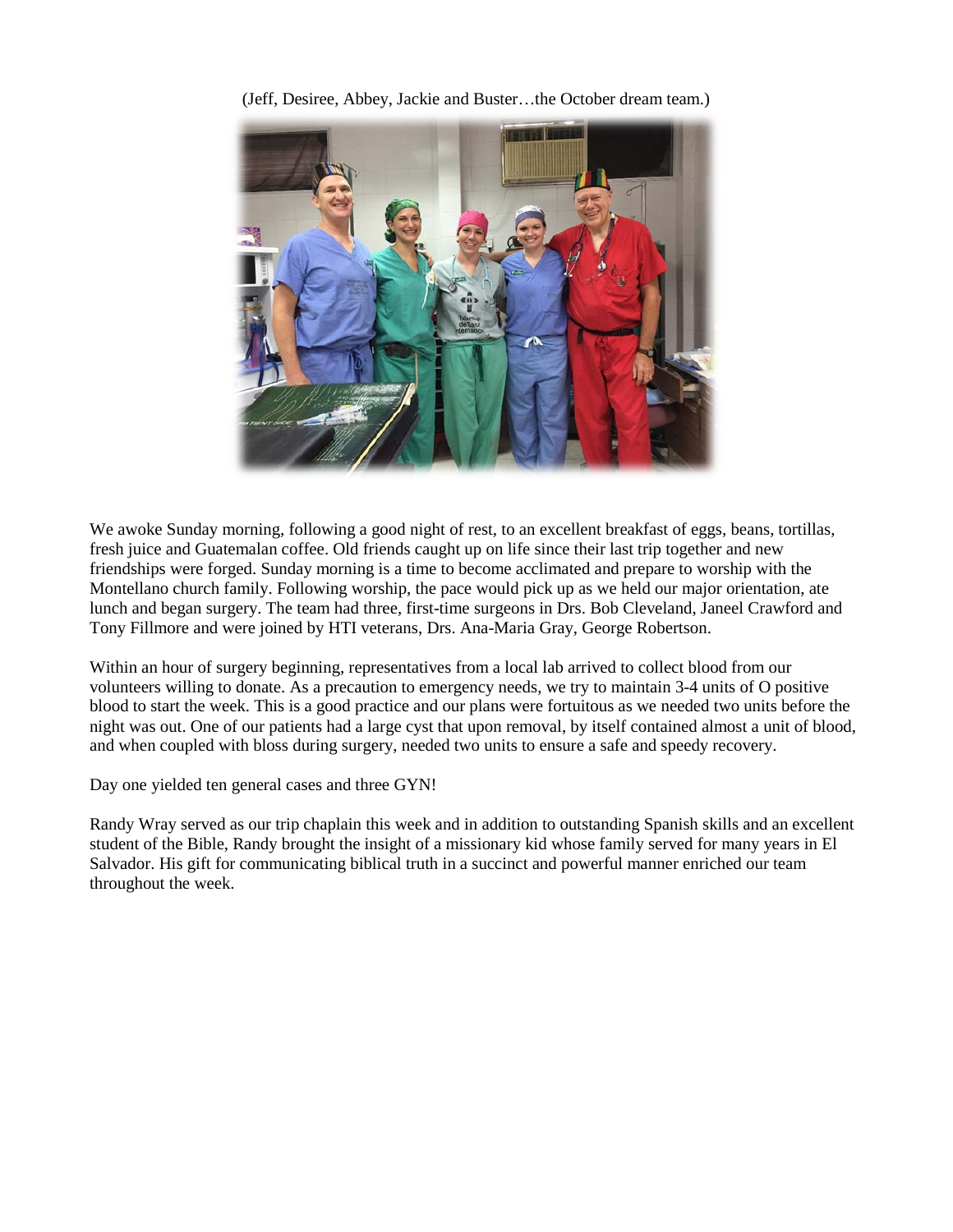(Jeff, Desiree, Abbey, Jackie and Buster…the October dream team.)

We awoke Sunday morning, following a good night of rest, to an excellent breakfast of eggs, beans, tortillas, fresh juice and Guatemalan coffee. Old friends caught up on life since their last trip together and new friendships were forged. Sunday morning is a time to become acclimated and prepare to worship with the Montellano church family. Following worship, the pace would pick up as we held our major orientation, ate lunch and began surgery. The team had three, first-time surgeons in Drs. Bob Cleveland, Janeel Crawford and Tony Fillmore and were joined by HTI veterans, Drs. Ana-Maria Gray, George Robertson.

Within an hour of surgery beginning, representatives from a local lab arrived to collect blood from our volunteers willing to donate. As a precaution to emergency needs, we try to maintain 3-4 units of O positive blood to start the week. This is a good practice and our plans were fortuitous as we needed two units before the night was out. One of our patients had a large cyst that upon removal, by itself contained almost a unit of blood, and when coupled with bloss during surgery, needed two units to ensure a safe and speedy recovery.

Day one yielded ten general cases and three GYN!

Randy Wray served as our trip chaplain this week and in addition to outstanding Spanish skills and an excellent student of the Bible, Randy brought the insight of a missionary kid whose family served for many years in El Salvador. His gift for communicating biblical truth in a succinct and powerful manner enriched our team throughout the week.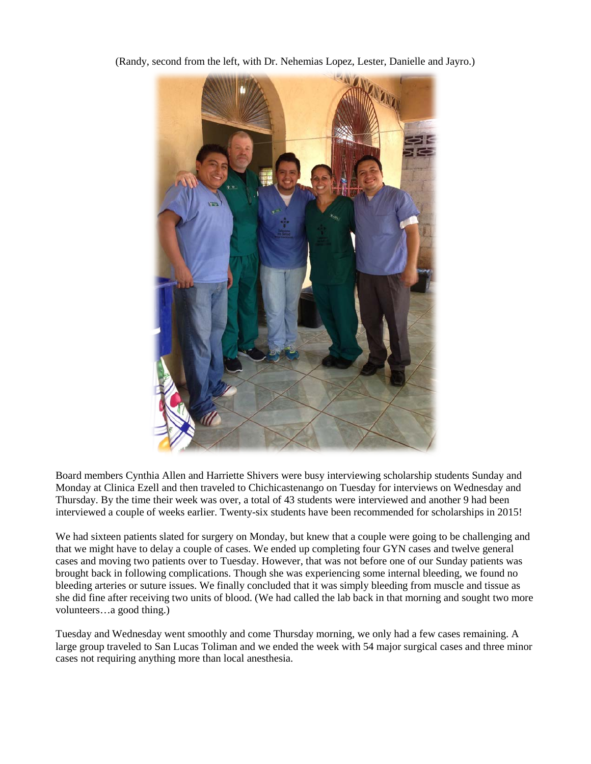(Randy, second from the left, with Dr. Nehemias Lopez, Lester, Danielle and Jayro.)

Board members Cynthia Allen and Harriette Shivers were busy interviewing scholarship students Sunday and Monday at Clinica Ezell and then traveled to Chichicastenango on Tuesday for interviews on Wednesday and Thursday. By the time their week was over, a total of 43 students were interviewed and another 9 had been interviewed a couple of weeks earlier. Twenty-six students have been recommended for scholarships in 2015!

We had sixteen patients slated for surgery on Monday, but knew that a couple were going to be challenging and that we might have to delay a couple of cases. We ended up completing four GYN cases and twelve general cases and moving two patients over to Tuesday. However, that was not before one of our Sunday patients was brought back in following complications. Though she was experiencing some internal bleeding, we found no bleeding arteries or suture issues. We finally concluded that it was simply bleeding from muscle and tissue as she did fine after receiving two units of blood. (We had called the lab back in that morning and sought two more volunteers…a good thing.)

Tuesday and Wednesday went smoothly and come Thursday morning, we only had a few cases remaining. A large group traveled to San Lucas Toliman and we ended the week with 54 major surgical cases and three minor cases not requiring anything more than local anesthesia.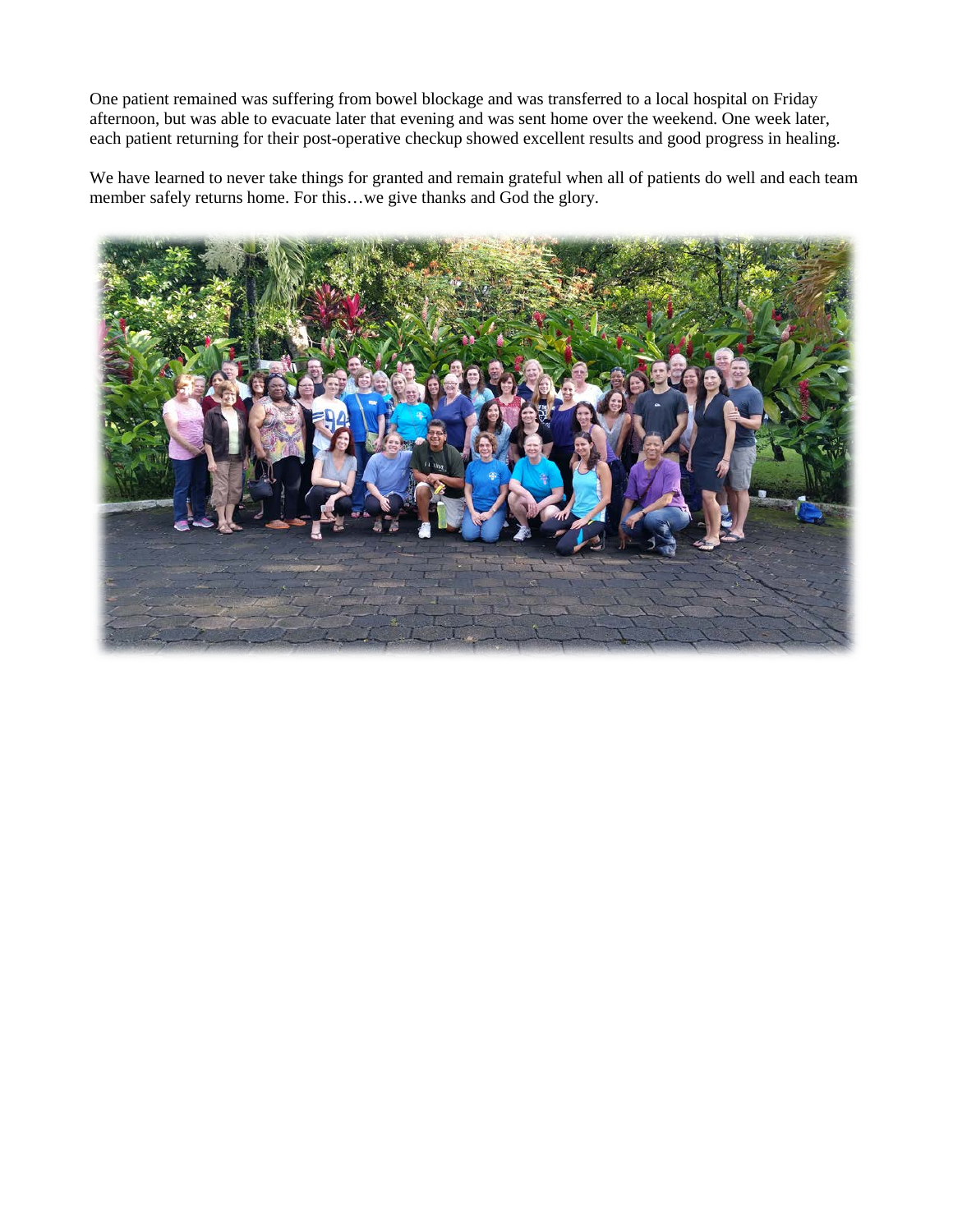One patient remained was suffering from bowel blockage and was transferred to a local hospital on Friday afternoon, but was able to evacuate later that evening and was sent home over the weekend. One week later, each patient returning for their post-operative checkup showed excellent results and good progress in healing.

We have learned to never take things for granted and remain grateful when all of patients do well and each team member safely returns home. For this…we give thanks and God the glory.